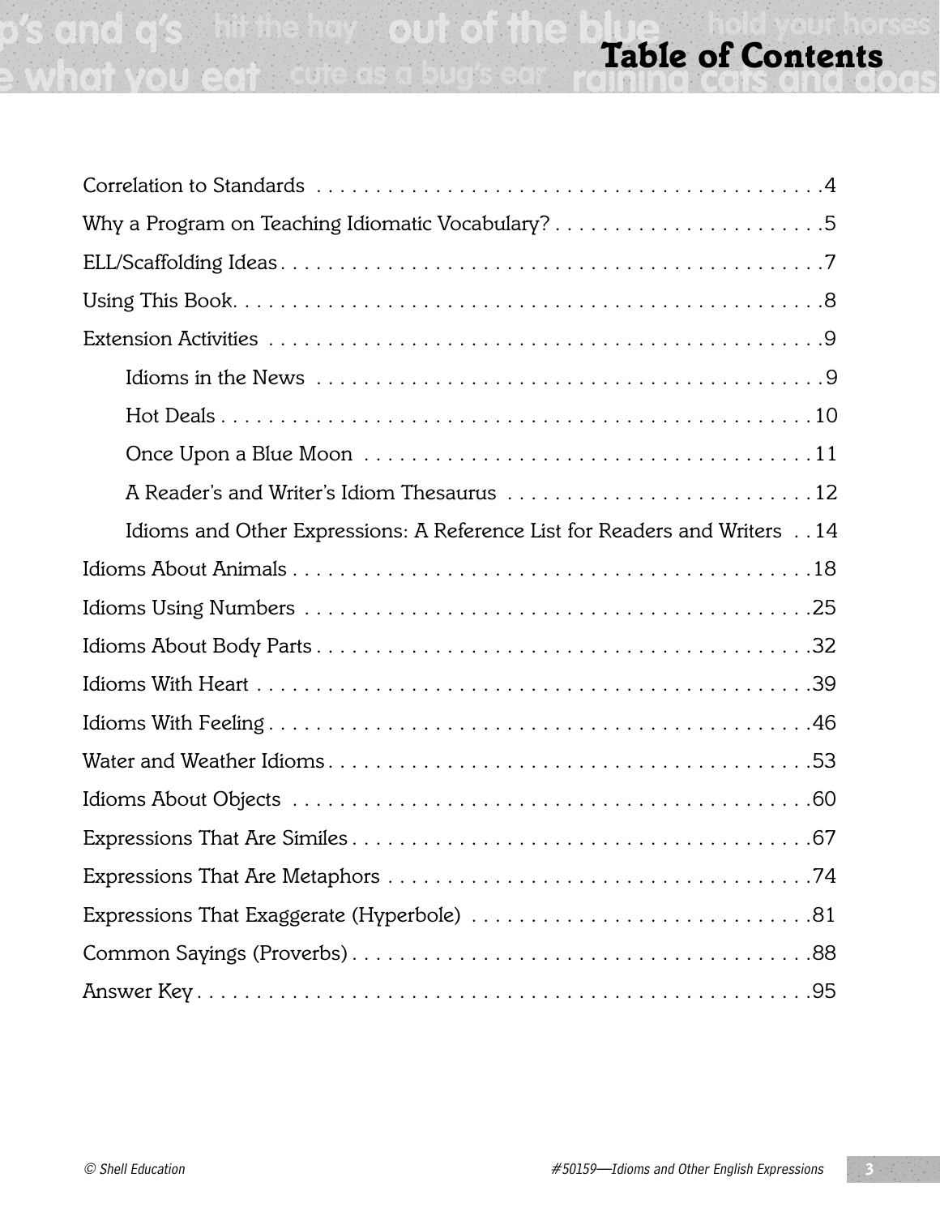# Table of Contents

Correction to Standards ..... 4

Why a Program on Teaching Idiomatic Vocabulary? ..... 5

ELL/Scaffolding Ideas ..... 7

Using This Book ..... 8

Extension Activities ..... 9

- Idioms in the News ..... 9
- Hot Deals ..... 10
- Once Upon a Blue Moon ..... 11
- A Reader's and Writer's Idiom Thesaurus ..... 12
- Idioms and Other Expressions: A Reference List for Readers and Writers ..... 14

Idioms About Animals ..... 18

Idioms Using Numbers ..... 25

Idioms About Body Parts ..... 32

Idioms With Heart ..... 39

Idioms With Feeling ..... 46

Water and Weather Idioms ..... 53

Idioms About Objects ..... 60

Expressions That Are Similes ..... 67

Expressions That Are Metaphors ..... 74

Expressions That Exaggerate (Hyperbole) ..... 81

Common Sayings (Proverbs) ..... 88

Answer Key ..... 95

# Table of Contents

Correlation to Standards ..... 4

Why a Program on Teaching Idiomatic Vocabulary? ..... 5

ELL/Scaffolding Ideas ..... 7

Using This Book ..... 8

Extension Activities ..... 9

- Idioms in the News ..... 9
- Hot Deals ..... 10
- Once Upon a Blue Moon ..... 11
- A Reader's and Writer's Idiom Thesaurus ..... 12
- Idioms and Other Expressions: A Reference List for Readers and Writers ..... 14

Idioms About Animals ..... 18

Idioms Using Numbers ..... 25

Idioms About Body Parts ..... 32

Idioms With Heart ..... 39

Idioms With Feeling ..... 46

Water and Weather Idioms ..... 53

Idioms About Objects ..... 60

Expressions That Are Similes ..... 67

Expressions That Are Metaphors ..... 74

Expressions That Exaggerate (Hyperbole) ..... 81

Common Sayings (Proverbs) ..... 88

Answer Key ..... 95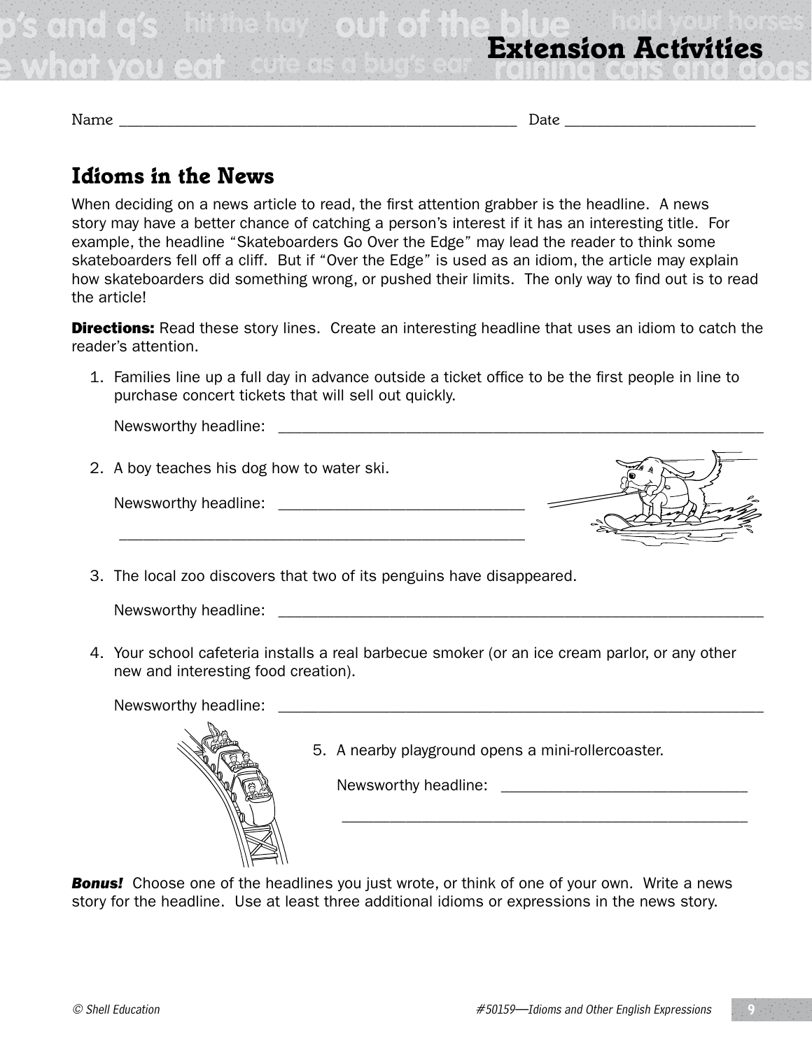# Extension Activities

Name ______________________________________________ Date ______________________

## Idioms in the News

When deciding on a news article to read, the first attention grabber is the headline. A news story may have a better chance of catching a person's interest if it has an interesting title. For example, the headline "Skateboarders Go Over the Edge" may lead the reader to think some skateboarders fell off a cliff. But if "Over the Edge" is used as an idiom, the article may explain how skateboarders did something wrong, or pushed their limits. The only way to find out is to read the article!

**Directions:** Read these story lines. Create an interesting headline that uses an idiom to catch the reader's attention.

1. Families line up a full day in advance outside a ticket office to be the first people in line to purchase concert tickets that will sell out quickly.

   Newsworthy headline: ______________________________________________

2. A boy teaches his dog how to water ski.

   Newsworthy headline: ______________________________________________

   ______________________________________________

3. The local zoo discovers that two of its penguins have disappeared.

   Newsworthy headline: ______________________________________________

4. Your school cafeteria installs a real barbecue smoker (or an ice cream parlor, or any other new and interesting food creation).

   Newsworthy headline: ______________________________________________

5. A nearby playground opens a mini-rollercoaster.

   Newsworthy headline: ______________________________________________

   ______________________________________________

***Bonus!*** Choose one of the headlines you just wrote, or think of one of your own. Write a news story for the headline. Use at least three additional idioms or expressions in the news story.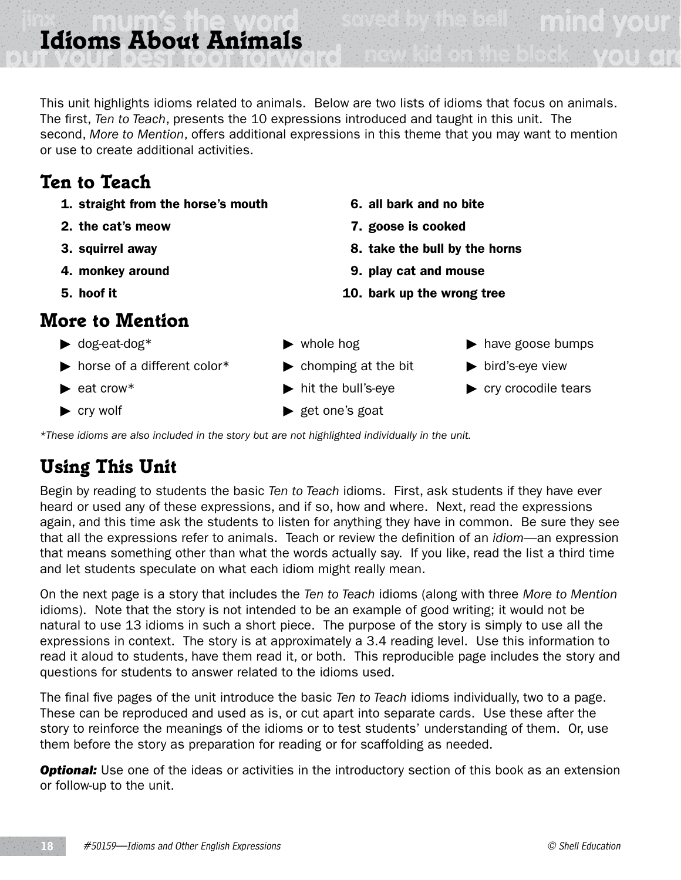# Idioms About Animals

This unit highlights idioms related to animals. Below are two lists of idioms that focus on animals. The first, *Ten to Teach*, presents the 10 expressions introduced and taught in this unit. The second, *More to Mention*, offers additional expressions in this theme that you may want to mention or use to create additional activities.

## Ten to Teach

1. **straight from the horse's mouth**
2. **the cat's meow**
3. **squirrel away**
4. **monkey around**
5. **hoof it**
6. **all bark and no bite**
7. **goose is cooked**
8. **take the bull by the horns**
9. **play cat and mouse**
10. **bark up the wrong tree**

## More to Mention

- dog-eat-dog*
- horse of a different color*
- eat crow*
- cry wolf
- whole hog
- chomping at the bit
- hit the bull's-eye
- get one's goat
- have goose bumps
- bird's-eye view
- cry crocodile tears

*\*These idioms are also included in the story but are not highlighted individually in the unit.*

## Using This Unit

Begin by reading to students the basic *Ten to Teach* idioms. First, ask students if they have ever heard or used any of these expressions, and if so, how and where. Next, read the expressions again, and this time ask the students to listen for anything they have in common. Be sure they see that all the expressions refer to animals. Teach or review the definition of an *idiom*—an expression that means something other than what the words actually say. If you like, read the list a third time and let students speculate on what each idiom might really mean.

On the next page is a story that includes the *Ten to Teach* idioms (along with three *More to Mention* idioms). Note that the story is not intended to be an example of good writing; it would not be natural to use 13 idioms in such a short piece. The purpose of the story is simply to use all the expressions in context. The story is at approximately a 3.4 reading level. Use this information to read it aloud to students, have them read it, or both. This reproducible page includes the story and questions for students to answer related to the idioms used.

The final five pages of the unit introduce the basic *Ten to Teach* idioms individually, two to a page. These can be reproduced and used as is, or cut apart into separate cards. Use these after the story to reinforce the meanings of the idioms or to test students' understanding of them. Or, use them before the story as preparation for reading or for scaffolding as needed.

***Optional:*** Use one of the ideas or activities in the introductory section of this book as an extension or follow-up to the unit.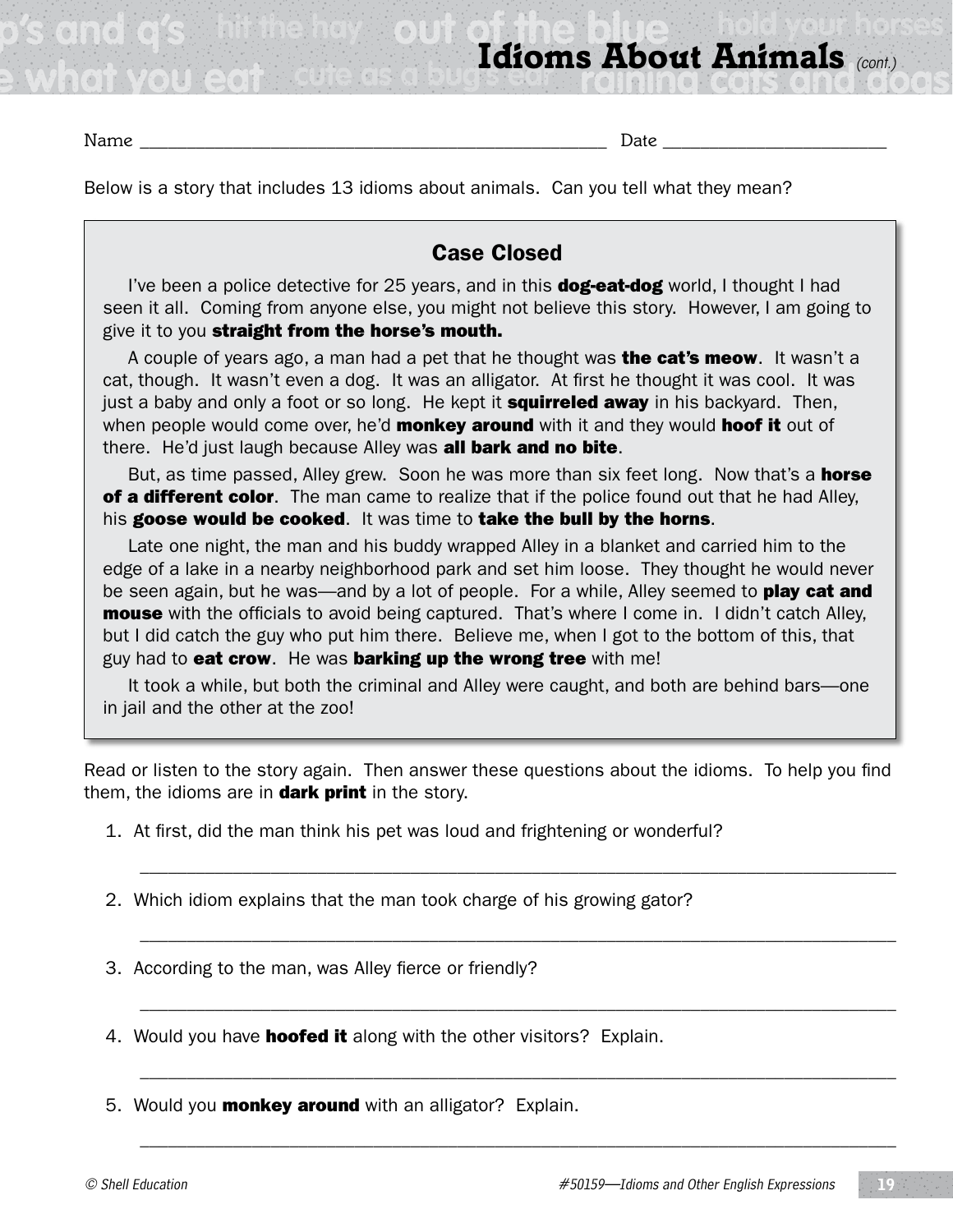# Idioms About Animals *(cont.)*

Name ______________________________________________ Date ______________________

Below is a story that includes 13 idioms about animals. Can you tell what they mean?

## Case Closed

I've been a police detective for 25 years, and in this **dog-eat-dog** world, I thought I had seen it all. Coming from anyone else, you might not believe this story. However, I am going to give it to you **straight from the horse's mouth.**

A couple of years ago, a man had a pet that he thought was **the cat's meow**. It wasn't a cat, though. It wasn't even a dog. It was an alligator. At first he thought it was cool. It was just a baby and only a foot or so long. He kept it **squirreled away** in his backyard. Then, when people would come over, he'd **monkey around** with it and they would **hoof it** out of there. He'd just laugh because Alley was **all bark and no bite**.

But, as time passed, Alley grew. Soon he was more than six feet long. Now that's a **horse of a different color**. The man came to realize that if the police found out that he had Alley, his **goose would be cooked**. It was time to **take the bull by the horns**.

Late one night, the man and his buddy wrapped Alley in a blanket and carried him to the edge of a lake in a nearby neighborhood park and set him loose. They thought he would never be seen again, but he was—and by a lot of people. For a while, Alley seemed to **play cat and mouse** with the officials to avoid being captured. That's where I come in. I didn't catch Alley, but I did catch the guy who put him there. Believe me, when I got to the bottom of this, that guy had to **eat crow**. He was **barking up the wrong tree** with me!

It took a while, but both the criminal and Alley were caught, and both are behind bars—one in jail and the other at the zoo!

Read or listen to the story again. Then answer these questions about the idioms. To help you find them, the idioms are in **dark print** in the story.

1. At first, did the man think his pet was loud and frightening or wonderful?

   ______________________________________________________________________

2. Which idiom explains that the man took charge of his growing gator?

   ______________________________________________________________________

3. According to the man, was Alley fierce or friendly?

   ______________________________________________________________________

4. Would you have **hoofed it** along with the other visitors? Explain.

   ______________________________________________________________________

5. Would you **monkey around** with an alligator? Explain.

   ______________________________________________________________________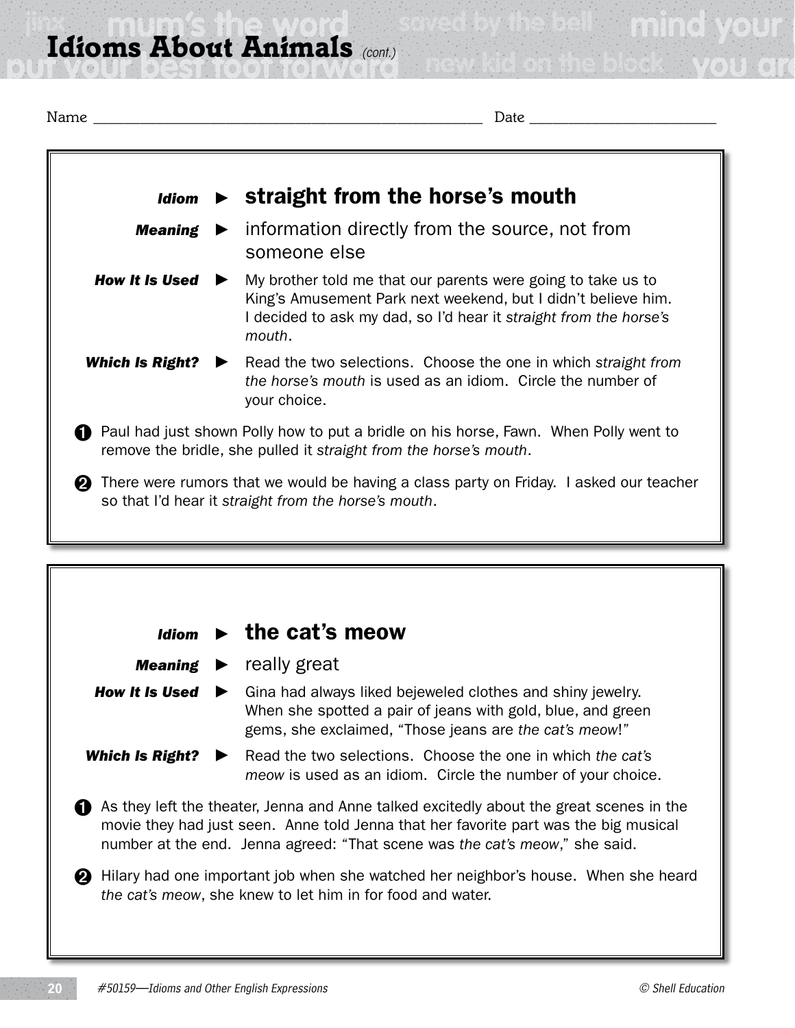# Idioms About Animals *(cont.)*

Name ______________________________ Date ______________

---

***Idiom*** ► **straight from the horse's mouth**

***Meaning*** ► information directly from the source, not from someone else

***How It Is Used*** ► My brother told me that our parents were going to take us to King's Amusement Park next weekend, but I didn't believe him. I decided to ask my dad, so I'd hear it *straight from the horse's mouth*.

***Which Is Right?*** ► Read the two selections. Choose the one in which *straight from the horse's mouth* is used as an idiom. Circle the number of your choice.

1. Paul had just shown Polly how to put a bridle on his horse, Fawn. When Polly went to remove the bridle, she pulled it *straight from the horse's mouth*.

2. There were rumors that we would be having a class party on Friday. I asked our teacher so that I'd hear it *straight from the horse's mouth*.

---

***Idiom*** ► **the cat's meow**

***Meaning*** ► really great

***How It Is Used*** ► Gina had always liked bejeweled clothes and shiny jewelry. When she spotted a pair of jeans with gold, blue, and green gems, she exclaimed, "Those jeans are *the cat's meow*!"

***Which Is Right?*** ► Read the two selections. Choose the one in which *the cat's meow* is used as an idiom. Circle the number of your choice.

1. As they left the theater, Jenna and Anne talked excitedly about the great scenes in the movie they had just seen. Anne told Jenna that her favorite part was the big musical number at the end. Jenna agreed: "That scene was *the cat's meow*," she said.

2. Hilary had one important job when she watched her neighbor's house. When she heard *the cat's meow*, she knew to let him in for food and water.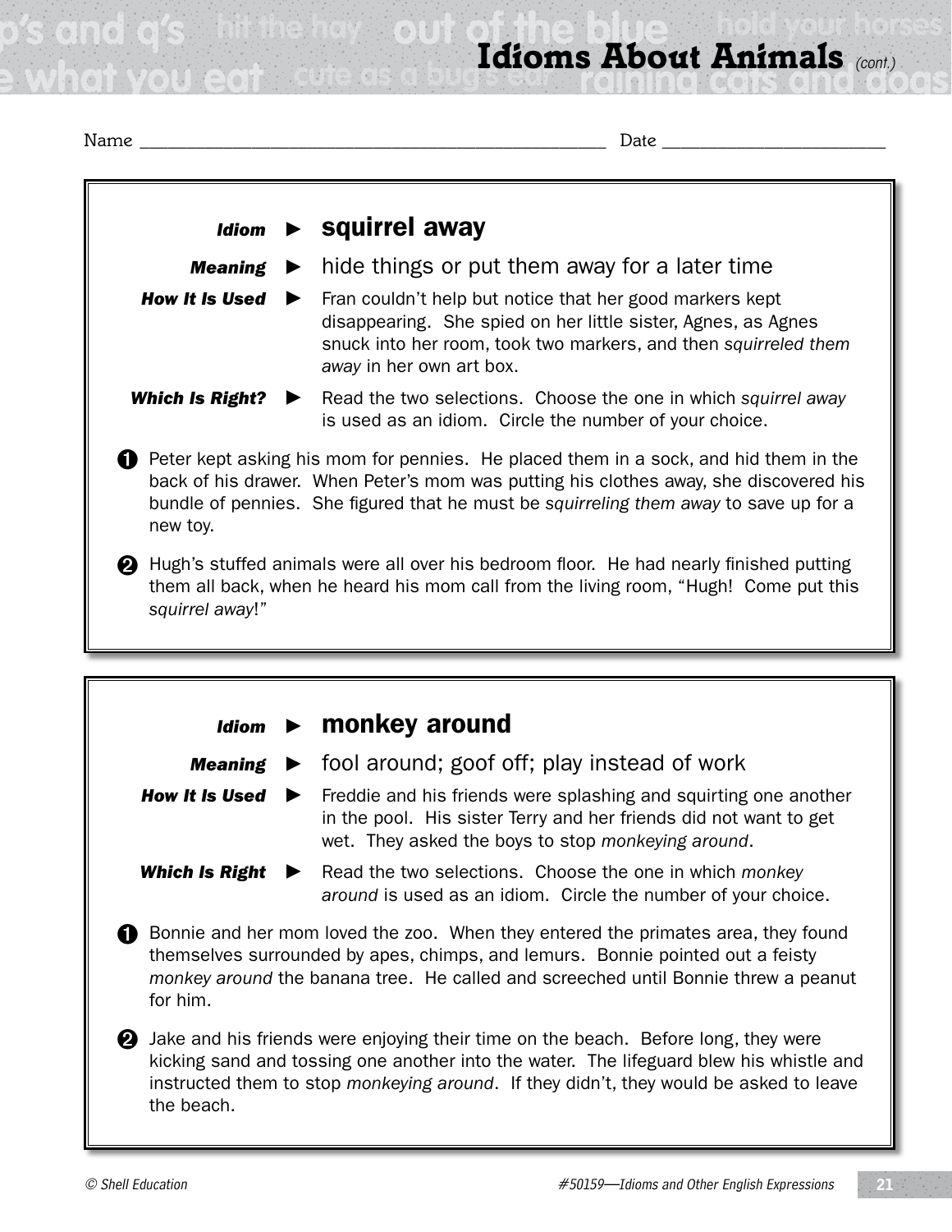# Idioms About Animals *(cont.)*

Name ______________________________ Date ______________

**Idiom** ► **squirrel away**

**Meaning** ► hide things or put them away for a later time

**How It Is Used** ► Fran couldn't help but notice that her good markers kept disappearing. She spied on her little sister, Agnes, as Agnes snuck into her room, took two markers, and then *squirreled them away* in her own art box.

**Which Is Right?** ► Read the two selections. Choose the one in which *squirrel away* is used as an idiom. Circle the number of your choice.

1. Peter kept asking his mom for pennies. He placed them in a sock, and hid them in the back of his drawer. When Peter's mom was putting his clothes away, she discovered his bundle of pennies. She figured that he must be *squirreling them away* to save up for a new toy.

2. Hugh's stuffed animals were all over his bedroom floor. He had nearly finished putting them all back, when he heard his mom call from the living room, "Hugh! Come put this *squirrel away*!"

**Idiom** ► **monkey around**

**Meaning** ► fool around; goof off; play instead of work

**How It Is Used** ► Freddie and his friends were splashing and squirting one another in the pool. His sister Terry and her friends did not want to get wet. They asked the boys to stop *monkeying around*.

**Which Is Right** ► Read the two selections. Choose the one in which *monkey around* is used as an idiom. Circle the number of your choice.

1. Bonnie and her mom loved the zoo. When they entered the primates area, they found themselves surrounded by apes, chimps, and lemurs. Bonnie pointed out a feisty *monkey around* the banana tree. He called and screeched until Bonnie threw a peanut for him.

2. Jake and his friends were enjoying their time on the beach. Before long, they were kicking sand and tossing one another into the water. The lifeguard blew his whistle and instructed them to stop *monkeying around*. If they didn't, they would be asked to leave the beach.